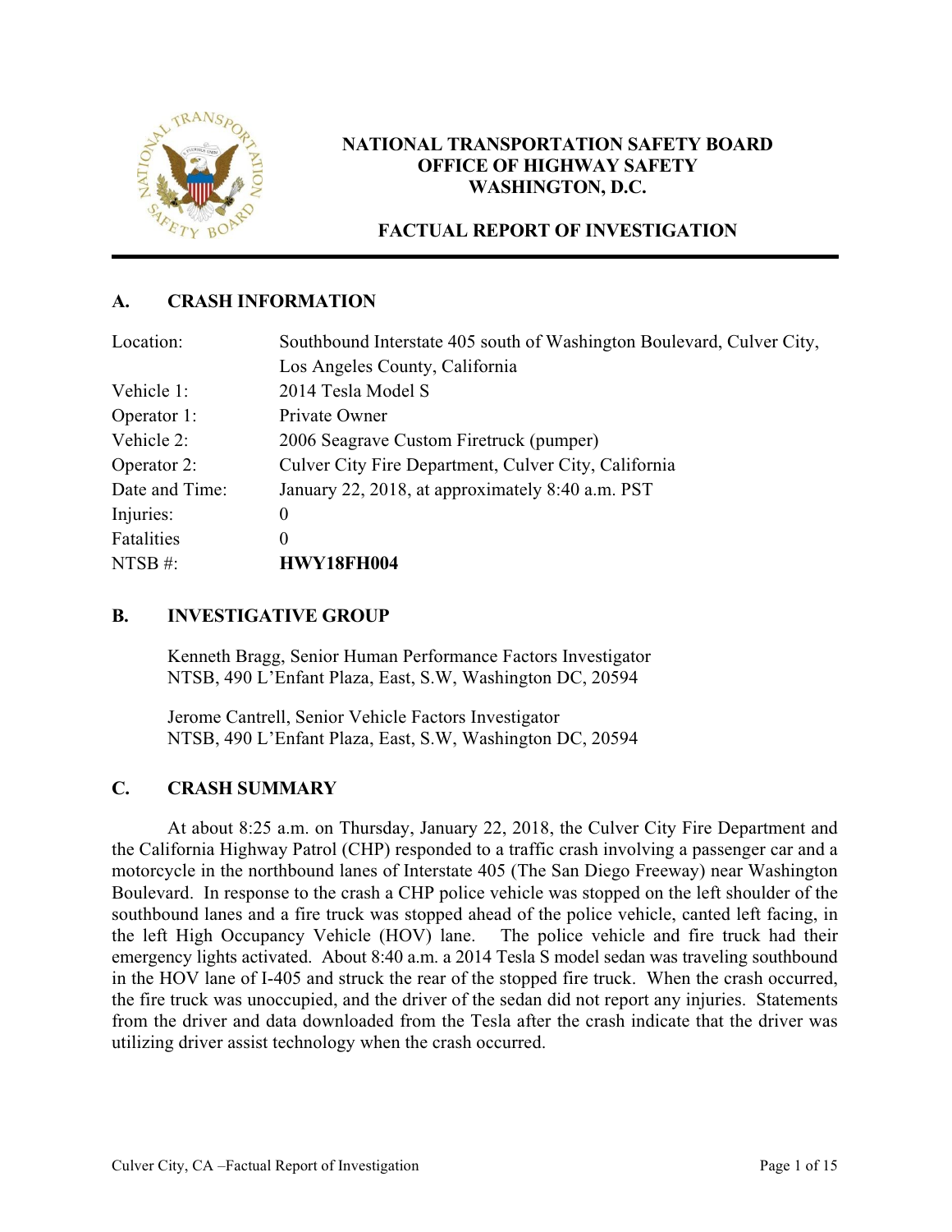# NATIONAL TRANSPORTATION SAFETY BOARD
## OFFICE OF HIGHWAY SAFETY
## WASHINGTON, D.C.

## FACTUAL REPORT OF INVESTIGATION

### A. CRASH INFORMATION

| | |
|---|---|
| Location: | Southbound Interstate 405 south of Washington Boulevard, Culver City, Los Angeles County, California |
| Vehicle 1: | 2014 Tesla Model S |
| Operator 1: | Private Owner |
| Vehicle 2: | 2006 Seagrave Custom Firetruck (pumper) |
| Operator 2: | Culver City Fire Department, Culver City, California |
| Date and Time: | January 22, 2018, at approximately 8:40 a.m. PST |
| Injuries: | 0 |
| Fatalities | 0 |
| NTSB #: | **HWY18FH004** |

### B. INVESTIGATIVE GROUP

Kenneth Bragg, Senior Human Performance Factors Investigator
NTSB, 490 L'Enfant Plaza, East, S.W, Washington DC, 20594

Jerome Cantrell, Senior Vehicle Factors Investigator
NTSB, 490 L'Enfant Plaza, East, S.W, Washington DC, 20594

### C. CRASH SUMMARY

At about 8:25 a.m. on Thursday, January 22, 2018, the Culver City Fire Department and the California Highway Patrol (CHP) responded to a traffic crash involving a passenger car and a motorcycle in the northbound lanes of Interstate 405 (The San Diego Freeway) near Washington Boulevard. In response to the crash a CHP police vehicle was stopped on the left shoulder of the southbound lanes and a fire truck was stopped ahead of the police vehicle, canted left facing, in the left High Occupancy Vehicle (HOV) lane. The police vehicle and fire truck had their emergency lights activated. About 8:40 a.m. a 2014 Tesla S model sedan was traveling southbound in the HOV lane of I-405 and struck the rear of the stopped fire truck. When the crash occurred, the fire truck was unoccupied, and the driver of the sedan did not report any injuries. Statements from the driver and data downloaded from the Tesla after the crash indicate that the driver was utilizing driver assist technology when the crash occurred.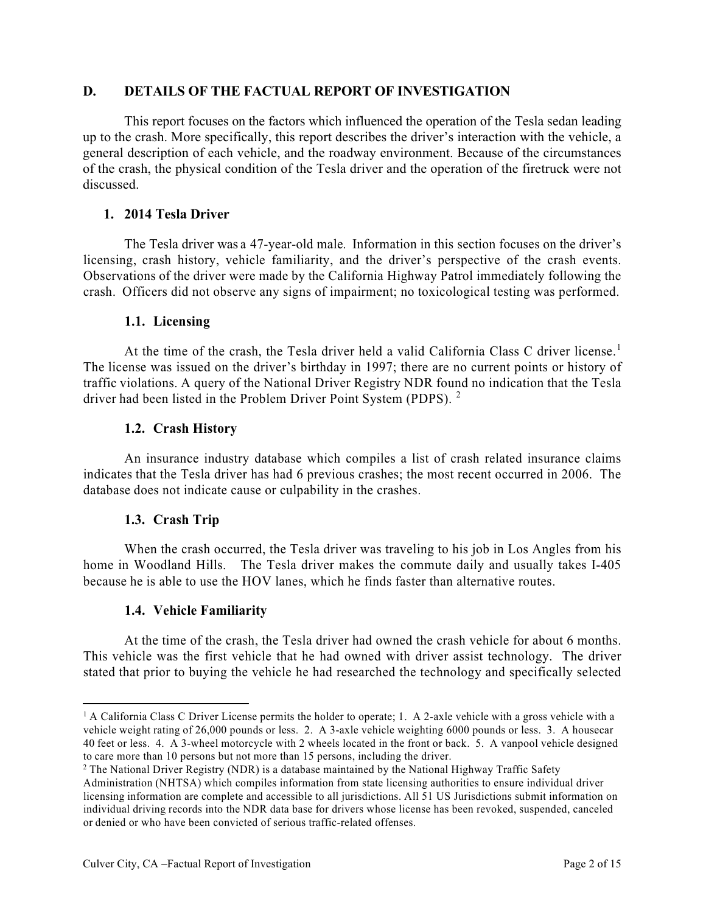## D. DETAILS OF THE FACTUAL REPORT OF INVESTIGATION

This report focuses on the factors which influenced the operation of the Tesla sedan leading up to the crash. More specifically, this report describes the driver's interaction with the vehicle, a general description of each vehicle, and the roadway environment. Because of the circumstances of the crash, the physical condition of the Tesla driver and the operation of the firetruck were not discussed.

### 1. 2014 Tesla Driver

The Tesla driver was a 47-year-old male. Information in this section focuses on the driver's licensing, crash history, vehicle familiarity, and the driver's perspective of the crash events. Observations of the driver were made by the California Highway Patrol immediately following the crash. Officers did not observe any signs of impairment; no toxicological testing was performed.

#### 1.1. Licensing

At the time of the crash, the Tesla driver held a valid California Class C driver license.[1] The license was issued on the driver's birthday in 1997; there are no current points or history of traffic violations. A query of the National Driver Registry NDR found no indication that the Tesla driver had been listed in the Problem Driver Point System (PDPS). [2]

#### 1.2. Crash History

An insurance industry database which compiles a list of crash related insurance claims indicates that the Tesla driver has had 6 previous crashes; the most recent occurred in 2006. The database does not indicate cause or culpability in the crashes.

#### 1.3. Crash Trip

When the crash occurred, the Tesla driver was traveling to his job in Los Angles from his home in Woodland Hills. The Tesla driver makes the commute daily and usually takes I-405 because he is able to use the HOV lanes, which he finds faster than alternative routes.

#### 1.4. Vehicle Familiarity

At the time of the crash, the Tesla driver had owned the crash vehicle for about 6 months. This vehicle was the first vehicle that he had owned with driver assist technology. The driver stated that prior to buying the vehicle he had researched the technology and specifically selected

---

[1] A California Class C Driver License permits the holder to operate; 1. A 2-axle vehicle with a gross vehicle with a vehicle weight rating of 26,000 pounds or less. 2. A 3-axle vehicle weighting 6000 pounds or less. 3. A housecar 40 feet or less. 4. A 3-wheel motorcycle with 2 wheels located in the front or back. 5. A vanpool vehicle designed to care more than 10 persons but not more than 15 persons, including the driver.

[2] The National Driver Registry (NDR) is a database maintained by the National Highway Traffic Safety Administration (NHTSA) which compiles information from state licensing authorities to ensure individual driver licensing information are complete and accessible to all jurisdictions. All 51 US Jurisdictions submit information on individual driving records into the NDR data base for drivers whose license has been revoked, suspended, canceled or denied or who have been convicted of serious traffic-related offenses.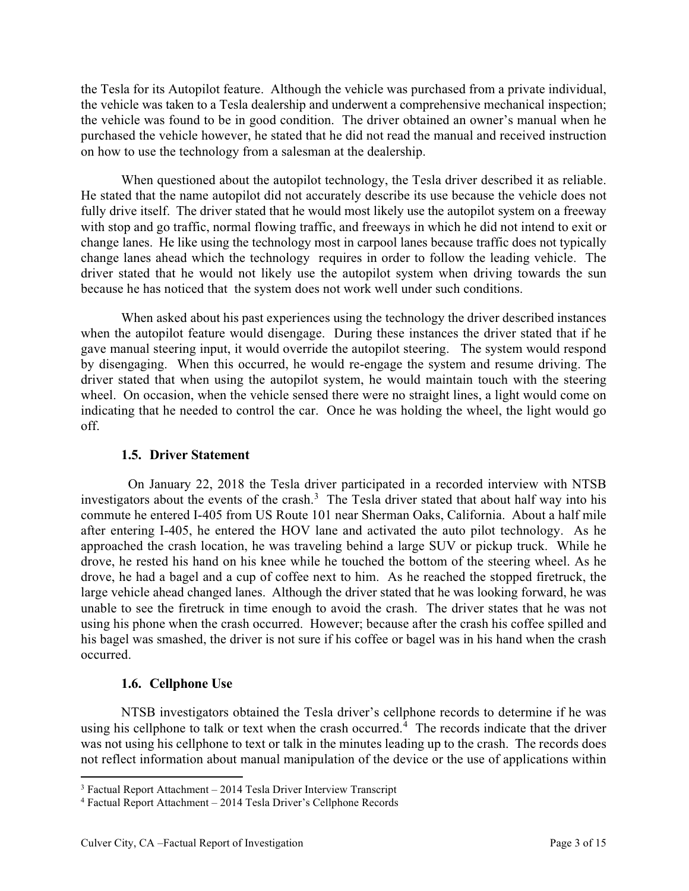the Tesla for its Autopilot feature. Although the vehicle was purchased from a private individual, the vehicle was taken to a Tesla dealership and underwent a comprehensive mechanical inspection; the vehicle was found to be in good condition. The driver obtained an owner's manual when he purchased the vehicle however, he stated that he did not read the manual and received instruction on how to use the technology from a salesman at the dealership.

When questioned about the autopilot technology, the Tesla driver described it as reliable. He stated that the name autopilot did not accurately describe its use because the vehicle does not fully drive itself. The driver stated that he would most likely use the autopilot system on a freeway with stop and go traffic, normal flowing traffic, and freeways in which he did not intend to exit or change lanes. He like using the technology most in carpool lanes because traffic does not typically change lanes ahead which the technology requires in order to follow the leading vehicle. The driver stated that he would not likely use the autopilot system when driving towards the sun because he has noticed that the system does not work well under such conditions.

When asked about his past experiences using the technology the driver described instances when the autopilot feature would disengage. During these instances the driver stated that if he gave manual steering input, it would override the autopilot steering. The system would respond by disengaging. When this occurred, he would re-engage the system and resume driving. The driver stated that when using the autopilot system, he would maintain touch with the steering wheel. On occasion, when the vehicle sensed there were no straight lines, a light would come on indicating that he needed to control the car. Once he was holding the wheel, the light would go off.

### 1.5. Driver Statement

On January 22, 2018 the Tesla driver participated in a recorded interview with NTSB investigators about the events of the crash.[3] The Tesla driver stated that about half way into his commute he entered I-405 from US Route 101 near Sherman Oaks, California. About a half mile after entering I-405, he entered the HOV lane and activated the auto pilot technology. As he approached the crash location, he was traveling behind a large SUV or pickup truck. While he drove, he rested his hand on his knee while he touched the bottom of the steering wheel. As he drove, he had a bagel and a cup of coffee next to him. As he reached the stopped firetruck, the large vehicle ahead changed lanes. Although the driver stated that he was looking forward, he was unable to see the firetruck in time enough to avoid the crash. The driver states that he was not using his phone when the crash occurred. However; because after the crash his coffee spilled and his bagel was smashed, the driver is not sure if his coffee or bagel was in his hand when the crash occurred.

### 1.6. Cellphone Use

NTSB investigators obtained the Tesla driver's cellphone records to determine if he was using his cellphone to talk or text when the crash occurred.[4] The records indicate that the driver was not using his cellphone to text or talk in the minutes leading up to the crash. The records does not reflect information about manual manipulation of the device or the use of applications within

---

[3] Factual Report Attachment – 2014 Tesla Driver Interview Transcript

[4] Factual Report Attachment – 2014 Tesla Driver's Cellphone Records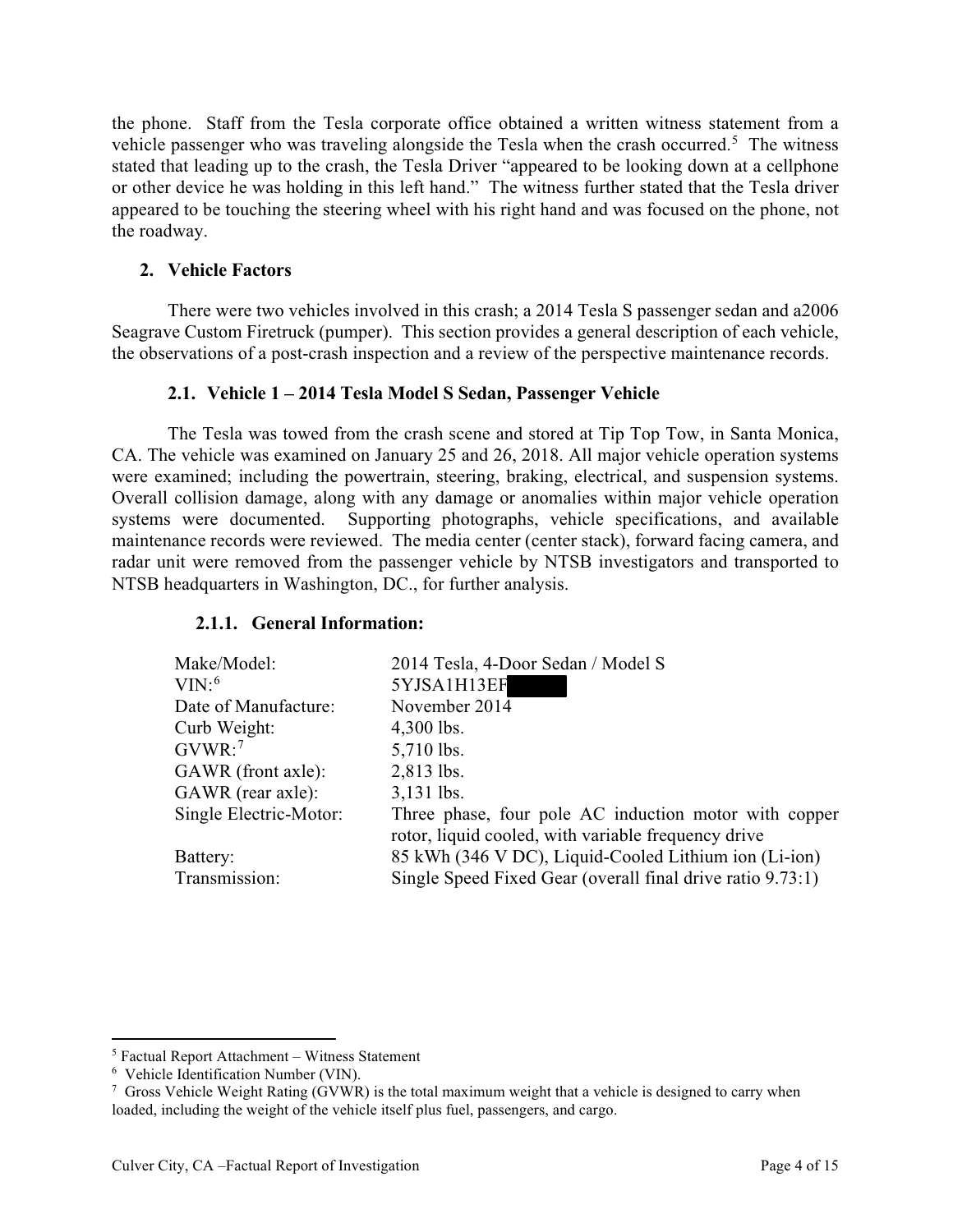the phone. Staff from the Tesla corporate office obtained a written witness statement from a vehicle passenger who was traveling alongside the Tesla when the crash occurred.[5] The witness stated that leading up to the crash, the Tesla Driver "appeared to be looking down at a cellphone or other device he was holding in this left hand." The witness further stated that the Tesla driver appeared to be touching the steering wheel with his right hand and was focused on the phone, not the roadway.

## 2. Vehicle Factors

There were two vehicles involved in this crash; a 2014 Tesla S passenger sedan and a2006 Seagrave Custom Firetruck (pumper). This section provides a general description of each vehicle, the observations of a post-crash inspection and a review of the perspective maintenance records.

### 2.1. Vehicle 1 – 2014 Tesla Model S Sedan, Passenger Vehicle

The Tesla was towed from the crash scene and stored at Tip Top Tow, in Santa Monica, CA. The vehicle was examined on January 25 and 26, 2018. All major vehicle operation systems were examined; including the powertrain, steering, braking, electrical, and suspension systems. Overall collision damage, along with any damage or anomalies within major vehicle operation systems were documented. Supporting photographs, vehicle specifications, and available maintenance records were reviewed. The media center (center stack), forward facing camera, and radar unit were removed from the passenger vehicle by NTSB investigators and transported to NTSB headquarters in Washington, DC., for further analysis.

#### 2.1.1. General Information:

| | |
|---|---|
| Make/Model: | 2014 Tesla, 4-Door Sedan / Model S |
| VIN:[6] | 5YJSA1H13EF[redacted] |
| Date of Manufacture: | November 2014 |
| Curb Weight: | 4,300 lbs. |
| GVWR:[7] | 5,710 lbs. |
| GAWR (front axle): | 2,813 lbs. |
| GAWR (rear axle): | 3,131 lbs. |
| Single Electric-Motor: | Three phase, four pole AC induction motor with copper rotor, liquid cooled, with variable frequency drive |
| Battery: | 85 kWh (346 V DC), Liquid-Cooled Lithium ion (Li-ion) |
| Transmission: | Single Speed Fixed Gear (overall final drive ratio 9.73:1) |

---

[5] Factual Report Attachment – Witness Statement

[6] Vehicle Identification Number (VIN).

[7] Gross Vehicle Weight Rating (GVWR) is the total maximum weight that a vehicle is designed to carry when loaded, including the weight of the vehicle itself plus fuel, passengers, and cargo.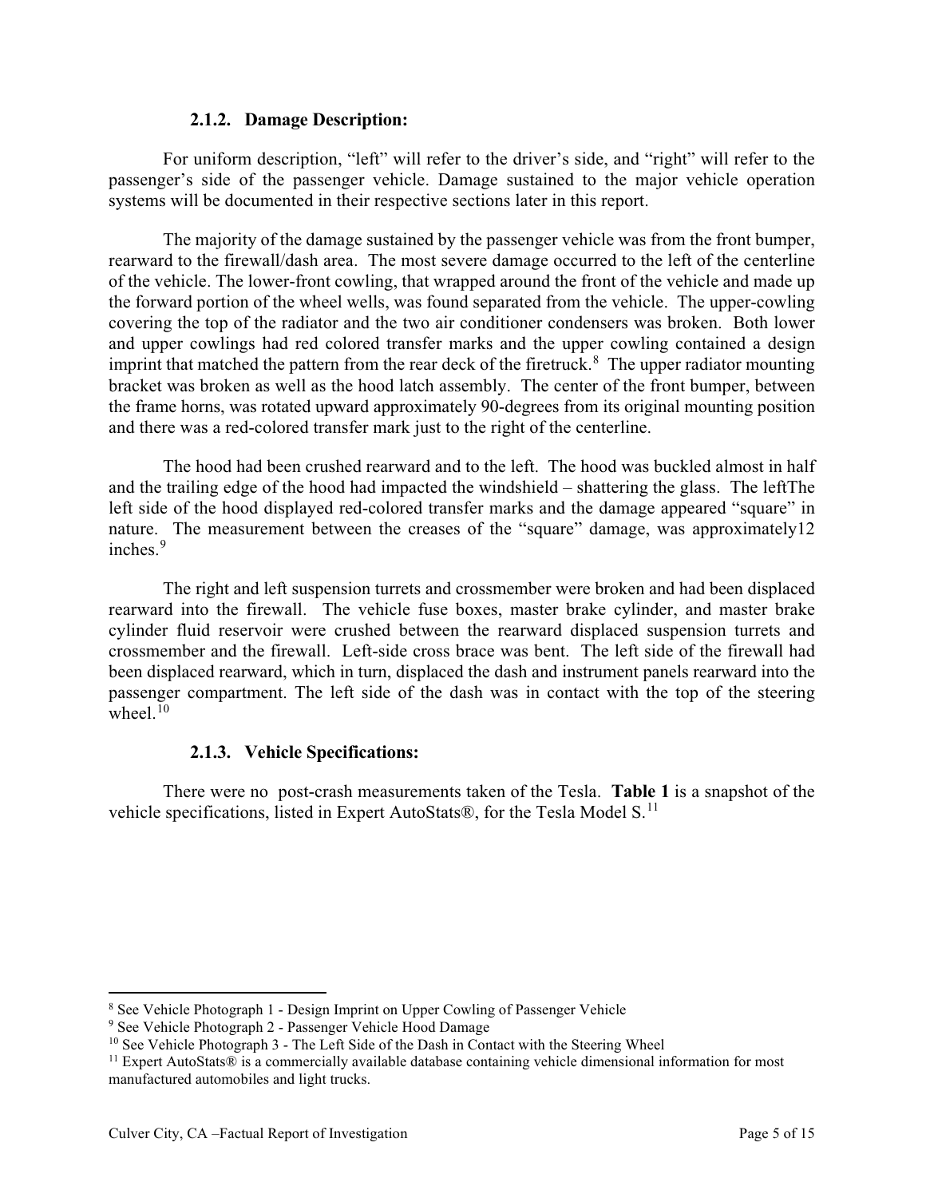### 2.1.2. Damage Description:

For uniform description, “left” will refer to the driver’s side, and “right” will refer to the passenger’s side of the passenger vehicle. Damage sustained to the major vehicle operation systems will be documented in their respective sections later in this report.

The majority of the damage sustained by the passenger vehicle was from the front bumper, rearward to the firewall/dash area. The most severe damage occurred to the left of the centerline of the vehicle. The lower-front cowling, that wrapped around the front of the vehicle and made up the forward portion of the wheel wells, was found separated from the vehicle. The upper-cowling covering the top of the radiator and the two air conditioner condensers was broken. Both lower and upper cowlings had red colored transfer marks and the upper cowling contained a design imprint that matched the pattern from the rear deck of the firetruck.[8] The upper radiator mounting bracket was broken as well as the hood latch assembly. The center of the front bumper, between the frame horns, was rotated upward approximately 90-degrees from its original mounting position and there was a red-colored transfer mark just to the right of the centerline.

The hood had been crushed rearward and to the left. The hood was buckled almost in half and the trailing edge of the hood had impacted the windshield – shattering the glass. The leftThe left side of the hood displayed red-colored transfer marks and the damage appeared “square” in nature. The measurement between the creases of the “square” damage, was approximately12 inches.[9]

The right and left suspension turrets and crossmember were broken and had been displaced rearward into the firewall. The vehicle fuse boxes, master brake cylinder, and master brake cylinder fluid reservoir were crushed between the rearward displaced suspension turrets and crossmember and the firewall. Left-side cross brace was bent. The left side of the firewall had been displaced rearward, which in turn, displaced the dash and instrument panels rearward into the passenger compartment. The left side of the dash was in contact with the top of the steering wheel.[10]

### 2.1.3. Vehicle Specifications:

There were no post-crash measurements taken of the Tesla. **Table 1** is a snapshot of the vehicle specifications, listed in Expert AutoStats®, for the Tesla Model S.[11]

---

[8] See Vehicle Photograph 1 - Design Imprint on Upper Cowling of Passenger Vehicle

[9] See Vehicle Photograph 2 - Passenger Vehicle Hood Damage

[10] See Vehicle Photograph 3 - The Left Side of the Dash in Contact with the Steering Wheel

[11] Expert AutoStats® is a commercially available database containing vehicle dimensional information for most manufactured automobiles and light trucks.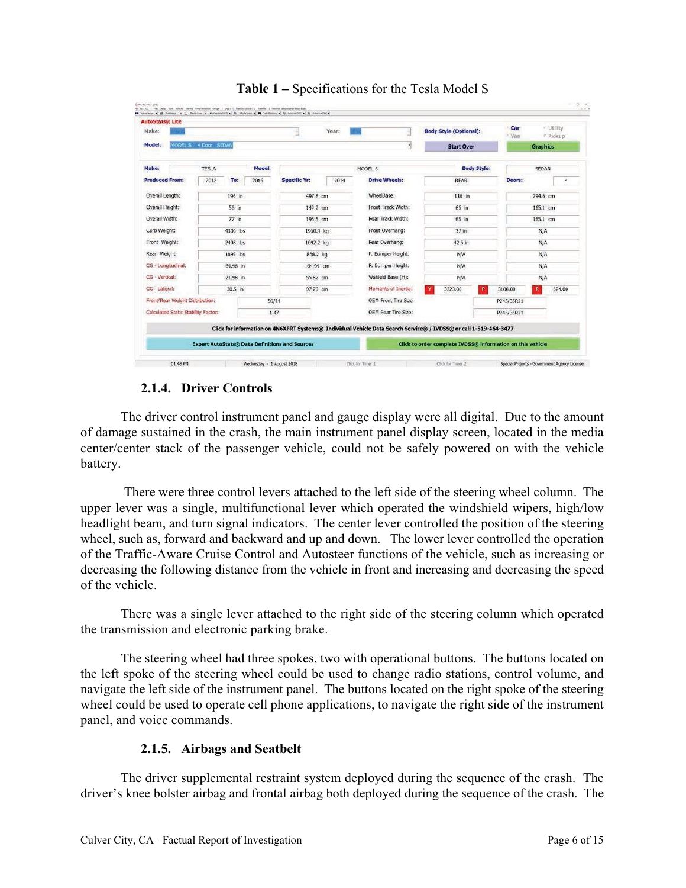**Table 1 –** Specifications for the Tesla Model S

| Make: | TESLA | Model: | MODEL S | Body Style: | SEDAN |
|---|---|---|---|---|---|
| Produced From: | 2012 To: 2015 | Specific Yr: | 2014 | Drive Wheels: REAR | Doors: 4 |

| | | | | | |
|---|---|---|---|---|---|
| Overall Length: | 196 in | 497.8 cm | WheelBase: | 116 in | 294.6 cm |
| Overall Height: | 56 in | 142.2 cm | Front Track Width: | 65 in | 165.1 cm |
| Overall Width: | 77 in | 195.5 cm | Rear Track Width: | 65 in | 165.1 cm |
| Curb Weight: | 4300 lbs | 1950.4 kg | Front Overhang: | 37 in | N/A |
| Front Weight: | 2408 lbs | 1092.2 kg | Rear Overhang: | 42.5 in | N/A |
| Rear Weight: | 1892 lbs | 858.2 kg | F. Bumper Height: | N/A | N/A |
| CG - Longitudinal: | 64.96 in | 164.99 cm | R. Bumper Height: | N/A | N/A |
| CG - Vertical: | 21.98 in | 55.82 cm | Wshield Base (H): | N/A | N/A |
| CG - Lateral: | 38.5 in | 97.79 cm | Moments of Inertia: | Y 3223.00 P 3108.00 | R 624.00 |
| Front/Rear Weight Distribution: | 56/44 | | OEM Front Tire Size: | P245/35R21 | |
| Calculated Static Stability Factor: | 1.47 | | OEM Rear Tire Size: | P245/35R21 | |

### 2.1.4. Driver Controls

The driver control instrument panel and gauge display were all digital. Due to the amount of damage sustained in the crash, the main instrument panel display screen, located in the media center/center stack of the passenger vehicle, could not be safely powered on with the vehicle battery.

There were three control levers attached to the left side of the steering wheel column. The upper lever was a single, multifunctional lever which operated the windshield wipers, high/low headlight beam, and turn signal indicators. The center lever controlled the position of the steering wheel, such as, forward and backward and up and down. The lower lever controlled the operation of the Traffic-Aware Cruise Control and Autosteer functions of the vehicle, such as increasing or decreasing the following distance from the vehicle in front and increasing and decreasing the speed of the vehicle.

There was a single lever attached to the right side of the steering column which operated the transmission and electronic parking brake.

The steering wheel had three spokes, two with operational buttons. The buttons located on the left spoke of the steering wheel could be used to change radio stations, control volume, and navigate the left side of the instrument panel. The buttons located on the right spoke of the steering wheel could be used to operate cell phone applications, to navigate the right side of the instrument panel, and voice commands.

### 2.1.5. Airbags and Seatbelt

The driver supplemental restraint system deployed during the sequence of the crash. The driver's knee bolster airbag and frontal airbag both deployed during the sequence of the crash. The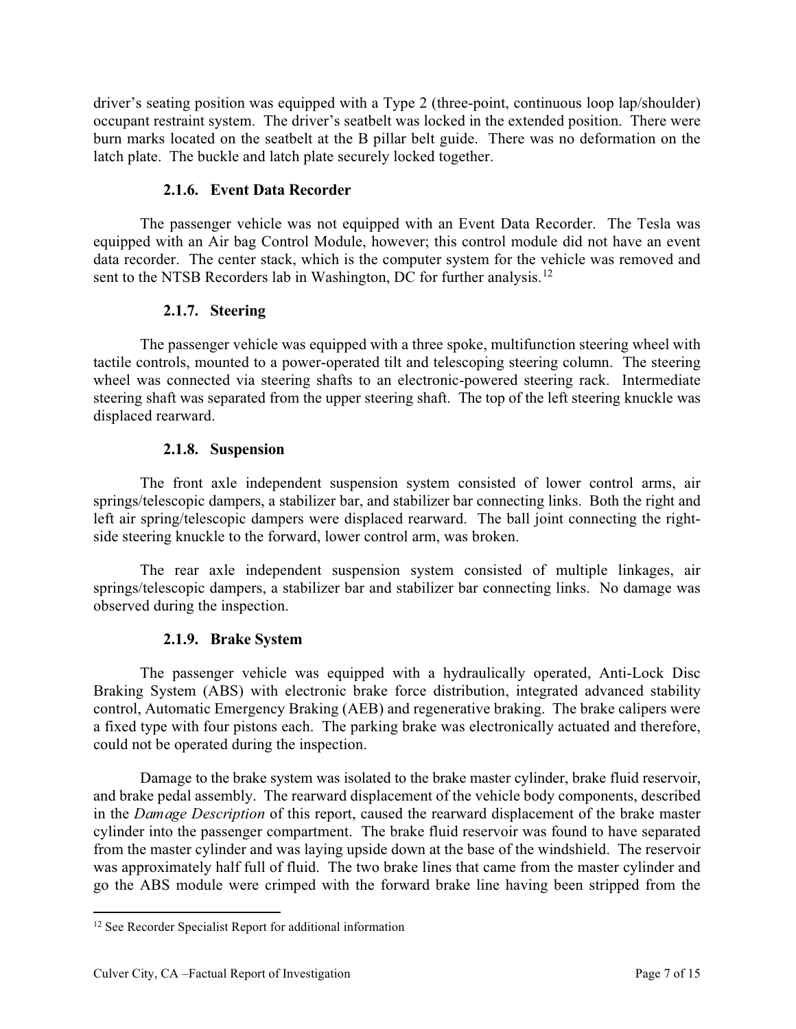driver's seating position was equipped with a Type 2 (three-point, continuous loop lap/shoulder) occupant restraint system. The driver's seatbelt was locked in the extended position. There were burn marks located on the seatbelt at the B pillar belt guide. There was no deformation on the latch plate. The buckle and latch plate securely locked together.

### 2.1.6. Event Data Recorder

The passenger vehicle was not equipped with an Event Data Recorder. The Tesla was equipped with an Air bag Control Module, however; this control module did not have an event data recorder. The center stack, which is the computer system for the vehicle was removed and sent to the NTSB Recorders lab in Washington, DC for further analysis.[12]

### 2.1.7. Steering

The passenger vehicle was equipped with a three spoke, multifunction steering wheel with tactile controls, mounted to a power-operated tilt and telescoping steering column. The steering wheel was connected via steering shafts to an electronic-powered steering rack. Intermediate steering shaft was separated from the upper steering shaft. The top of the left steering knuckle was displaced rearward.

### 2.1.8. Suspension

The front axle independent suspension system consisted of lower control arms, air springs/telescopic dampers, a stabilizer bar, and stabilizer bar connecting links. Both the right and left air spring/telescopic dampers were displaced rearward. The ball joint connecting the right-side steering knuckle to the forward, lower control arm, was broken.

The rear axle independent suspension system consisted of multiple linkages, air springs/telescopic dampers, a stabilizer bar and stabilizer bar connecting links. No damage was observed during the inspection.

### 2.1.9. Brake System

The passenger vehicle was equipped with a hydraulically operated, Anti-Lock Disc Braking System (ABS) with electronic brake force distribution, integrated advanced stability control, Automatic Emergency Braking (AEB) and regenerative braking. The brake calipers were a fixed type with four pistons each. The parking brake was electronically actuated and therefore, could not be operated during the inspection.

Damage to the brake system was isolated to the brake master cylinder, brake fluid reservoir, and brake pedal assembly. The rearward displacement of the vehicle body components, described in the *Damage Description* of this report, caused the rearward displacement of the brake master cylinder into the passenger compartment. The brake fluid reservoir was found to have separated from the master cylinder and was laying upside down at the base of the windshield. The reservoir was approximately half full of fluid. The two brake lines that came from the master cylinder and go the ABS module were crimped with the forward brake line having been stripped from the

[12] See Recorder Specialist Report for additional information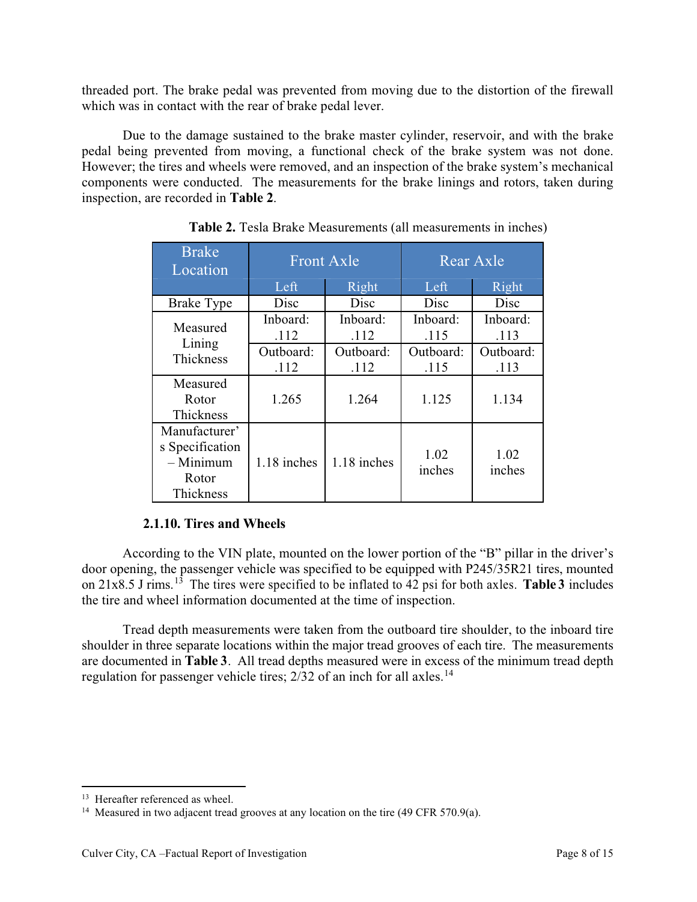threaded port. The brake pedal was prevented from moving due to the distortion of the firewall which was in contact with the rear of brake pedal lever.

Due to the damage sustained to the brake master cylinder, reservoir, and with the brake pedal being prevented from moving, a functional check of the brake system was not done. However; the tires and wheels were removed, and an inspection of the brake system's mechanical components were conducted. The measurements for the brake linings and rotors, taken during inspection, are recorded in **Table 2**.

**Table 2.** Tesla Brake Measurements (all measurements in inches)

| Brake Location | Front Axle | | Rear Axle | |
|---|---|---|---|---|
| | Left | Right | Left | Right |
| Brake Type | Disc | Disc | Disc | Disc |
| Measured Lining Thickness | Inboard: .112 | Inboard: .112 | Inboard: .115 | Inboard: .113 |
| | Outboard: .112 | Outboard: .112 | Outboard: .115 | Outboard: .113 |
| Measured Rotor Thickness | 1.265 | 1.264 | 1.125 | 1.134 |
| Manufacturer's Specification – Minimum Rotor Thickness | 1.18 inches | 1.18 inches | 1.02 inches | 1.02 inches |

### 2.1.10. Tires and Wheels

According to the VIN plate, mounted on the lower portion of the "B" pillar in the driver's door opening, the passenger vehicle was specified to be equipped with P245/35R21 tires, mounted on 21x8.5 J rims.[13] The tires were specified to be inflated to 42 psi for both axles. **Table 3** includes the tire and wheel information documented at the time of inspection.

Tread depth measurements were taken from the outboard tire shoulder, to the inboard tire shoulder in three separate locations within the major tread grooves of each tire. The measurements are documented in **Table 3**. All tread depths measured were in excess of the minimum tread depth regulation for passenger vehicle tires; 2/32 of an inch for all axles.[14]

---

[13] Hereafter referenced as wheel.

[14] Measured in two adjacent tread grooves at any location on the tire (49 CFR 570.9(a).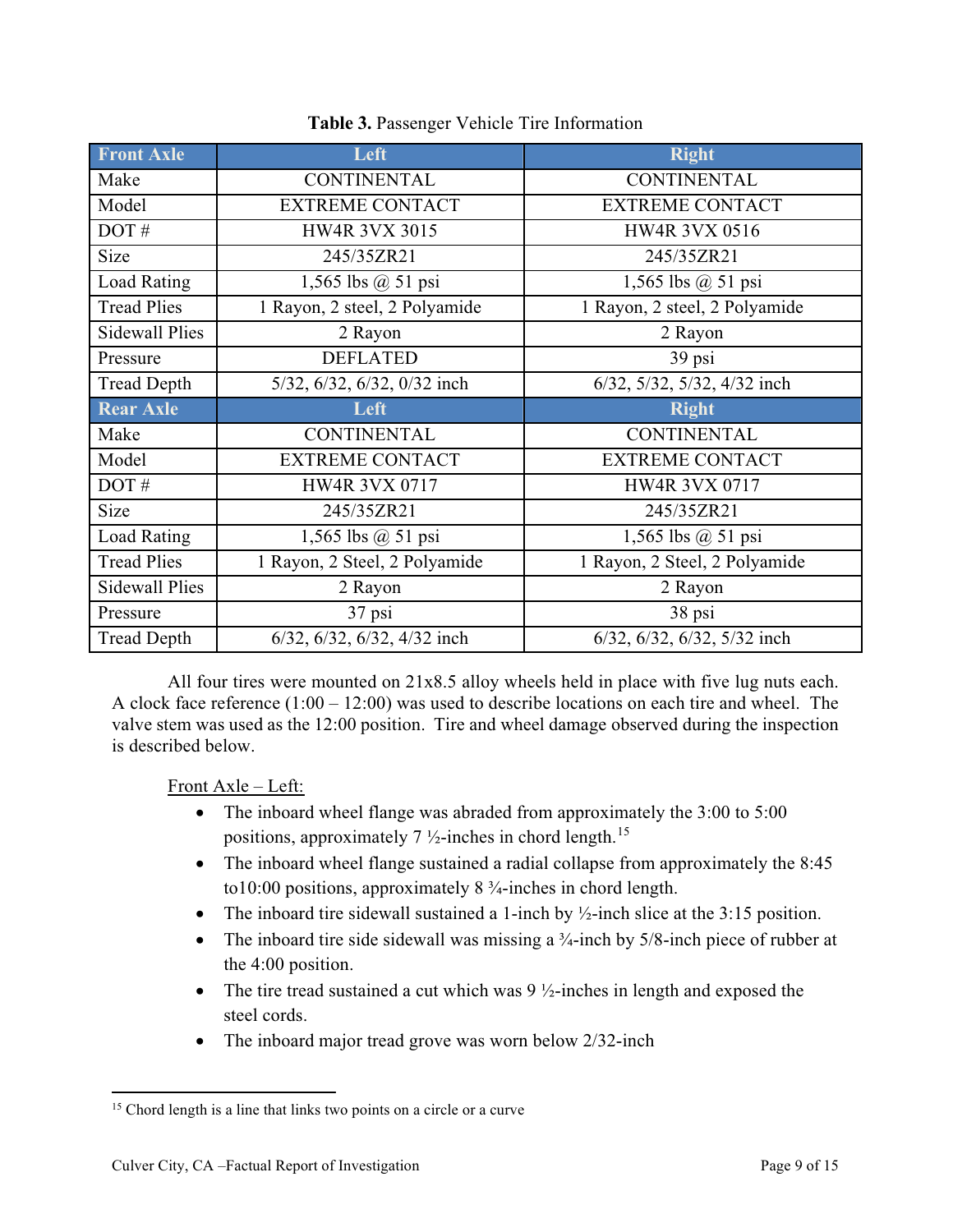**Table 3.** Passenger Vehicle Tire Information

| Front Axle | Left | Right |
|---|---|---|
| Make | CONTINENTAL | CONTINENTAL |
| Model | EXTREME CONTACT | EXTREME CONTACT |
| DOT # | HW4R 3VX 3015 | HW4R 3VX 0516 |
| Size | 245/35ZR21 | 245/35ZR21 |
| Load Rating | 1,565 lbs @ 51 psi | 1,565 lbs @ 51 psi |
| Tread Plies | 1 Rayon, 2 steel, 2 Polyamide | 1 Rayon, 2 steel, 2 Polyamide |
| Sidewall Plies | 2 Rayon | 2 Rayon |
| Pressure | DEFLATED | 39 psi |
| Tread Depth | 5/32, 6/32, 6/32, 0/32 inch | 6/32, 5/32, 5/32, 4/32 inch |
| **Rear Axle** | **Left** | **Right** |
| Make | CONTINENTAL | CONTINENTAL |
| Model | EXTREME CONTACT | EXTREME CONTACT |
| DOT # | HW4R 3VX 0717 | HW4R 3VX 0717 |
| Size | 245/35ZR21 | 245/35ZR21 |
| Load Rating | 1,565 lbs @ 51 psi | 1,565 lbs @ 51 psi |
| Tread Plies | 1 Rayon, 2 Steel, 2 Polyamide | 1 Rayon, 2 Steel, 2 Polyamide |
| Sidewall Plies | 2 Rayon | 2 Rayon |
| Pressure | 37 psi | 38 psi |
| Tread Depth | 6/32, 6/32, 6/32, 4/32 inch | 6/32, 6/32, 6/32, 5/32 inch |

All four tires were mounted on 21x8.5 alloy wheels held in place with five lug nuts each. A clock face reference (1:00 – 12:00) was used to describe locations on each tire and wheel. The valve stem was used as the 12:00 position. Tire and wheel damage observed during the inspection is described below.

Front Axle – Left:

- The inboard wheel flange was abraded from approximately the 3:00 to 5:00 positions, approximately 7 ½-inches in chord length.[15]
- The inboard wheel flange sustained a radial collapse from approximately the 8:45 to10:00 positions, approximately 8 ¾-inches in chord length.
- The inboard tire sidewall sustained a 1-inch by ½-inch slice at the 3:15 position.
- The inboard tire side sidewall was missing a ¾-inch by 5/8-inch piece of rubber at the 4:00 position.
- The tire tread sustained a cut which was 9 ½-inches in length and exposed the steel cords.
- The inboard major tread grove was worn below 2/32-inch

[15] Chord length is a line that links two points on a circle or a curve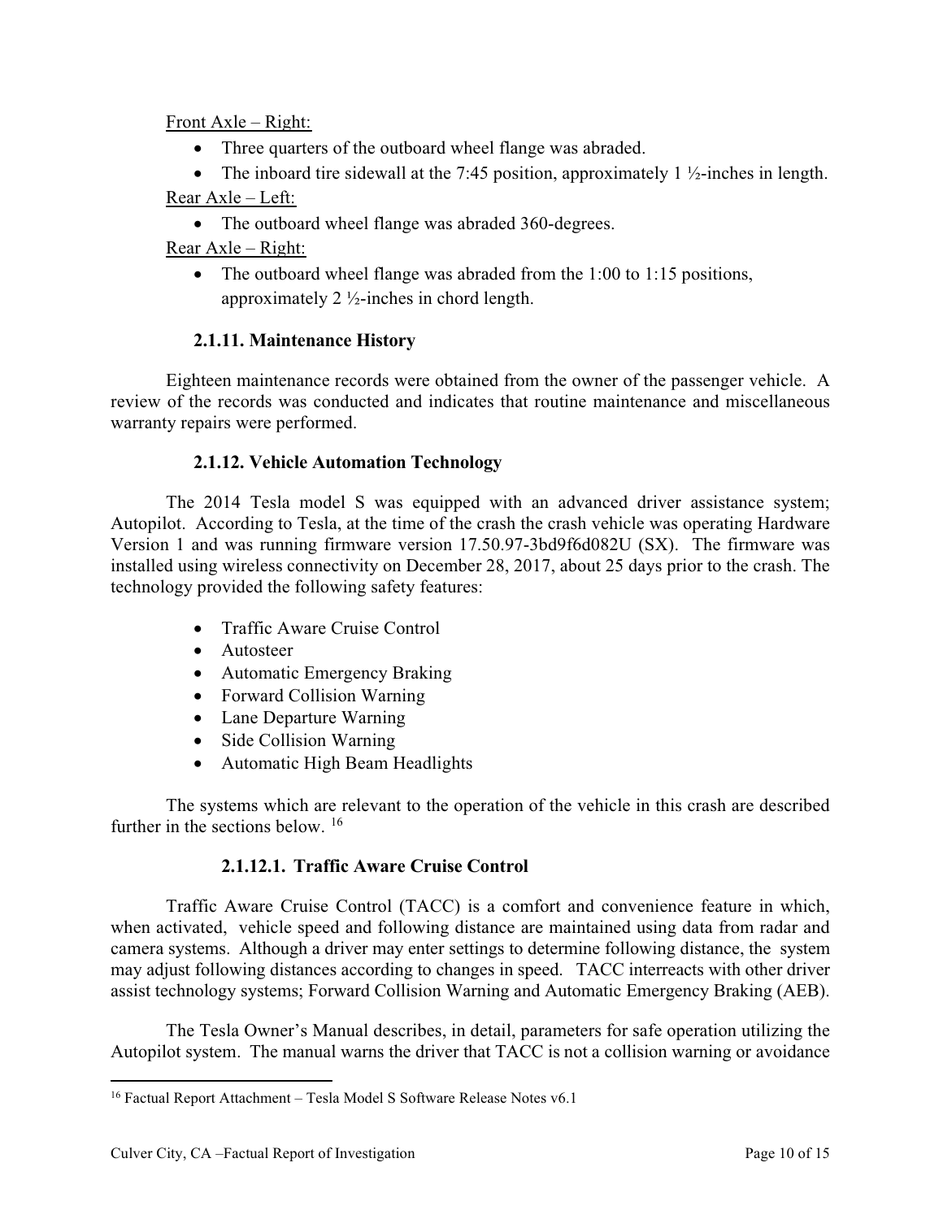Front Axle – Right:

- Three quarters of the outboard wheel flange was abraded.
- The inboard tire sidewall at the 7:45 position, approximately 1 ½-inches in length.

Rear Axle – Left:

- The outboard wheel flange was abraded 360-degrees.

Rear Axle – Right:

- The outboard wheel flange was abraded from the 1:00 to 1:15 positions, approximately 2 ½-inches in chord length.

### 2.1.11. Maintenance History

Eighteen maintenance records were obtained from the owner of the passenger vehicle. A review of the records was conducted and indicates that routine maintenance and miscellaneous warranty repairs were performed.

### 2.1.12. Vehicle Automation Technology

The 2014 Tesla model S was equipped with an advanced driver assistance system; Autopilot. According to Tesla, at the time of the crash the crash vehicle was operating Hardware Version 1 and was running firmware version 17.50.97-3bd9f6d082U (SX). The firmware was installed using wireless connectivity on December 28, 2017, about 25 days prior to the crash. The technology provided the following safety features:

- Traffic Aware Cruise Control
- Autosteer
- Automatic Emergency Braking
- Forward Collision Warning
- Lane Departure Warning
- Side Collision Warning
- Automatic High Beam Headlights

The systems which are relevant to the operation of the vehicle in this crash are described further in the sections below. [16]

#### 2.1.12.1. Traffic Aware Cruise Control

Traffic Aware Cruise Control (TACC) is a comfort and convenience feature in which, when activated, vehicle speed and following distance are maintained using data from radar and camera systems. Although a driver may enter settings to determine following distance, the system may adjust following distances according to changes in speed. TACC interreacts with other driver assist technology systems; Forward Collision Warning and Automatic Emergency Braking (AEB).

The Tesla Owner's Manual describes, in detail, parameters for safe operation utilizing the Autopilot system. The manual warns the driver that TACC is not a collision warning or avoidance

[16] Factual Report Attachment – Tesla Model S Software Release Notes v6.1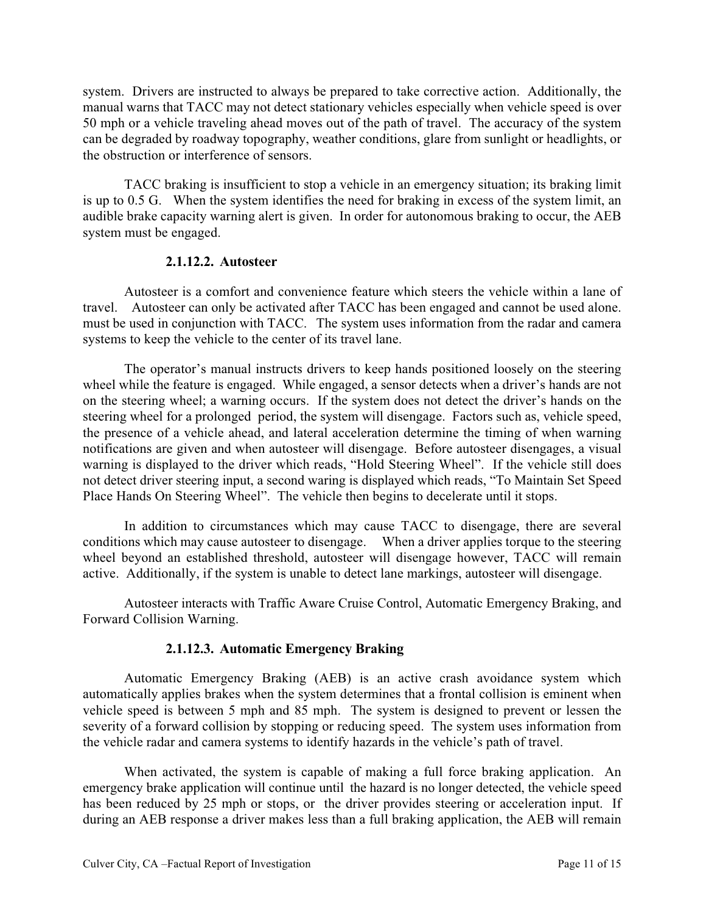system. Drivers are instructed to always be prepared to take corrective action. Additionally, the manual warns that TACC may not detect stationary vehicles especially when vehicle speed is over 50 mph or a vehicle traveling ahead moves out of the path of travel. The accuracy of the system can be degraded by roadway topography, weather conditions, glare from sunlight or headlights, or the obstruction or interference of sensors.

TACC braking is insufficient to stop a vehicle in an emergency situation; its braking limit is up to 0.5 G. When the system identifies the need for braking in excess of the system limit, an audible brake capacity warning alert is given. In order for autonomous braking to occur, the AEB system must be engaged.

#### 2.1.12.2. Autosteer

Autosteer is a comfort and convenience feature which steers the vehicle within a lane of travel. Autosteer can only be activated after TACC has been engaged and cannot be used alone. must be used in conjunction with TACC. The system uses information from the radar and camera systems to keep the vehicle to the center of its travel lane.

The operator's manual instructs drivers to keep hands positioned loosely on the steering wheel while the feature is engaged. While engaged, a sensor detects when a driver's hands are not on the steering wheel; a warning occurs. If the system does not detect the driver's hands on the steering wheel for a prolonged period, the system will disengage. Factors such as, vehicle speed, the presence of a vehicle ahead, and lateral acceleration determine the timing of when warning notifications are given and when autosteer will disengage. Before autosteer disengages, a visual warning is displayed to the driver which reads, "Hold Steering Wheel". If the vehicle still does not detect driver steering input, a second waring is displayed which reads, "To Maintain Set Speed Place Hands On Steering Wheel". The vehicle then begins to decelerate until it stops.

In addition to circumstances which may cause TACC to disengage, there are several conditions which may cause autosteer to disengage. When a driver applies torque to the steering wheel beyond an established threshold, autosteer will disengage however, TACC will remain active. Additionally, if the system is unable to detect lane markings, autosteer will disengage.

Autosteer interacts with Traffic Aware Cruise Control, Automatic Emergency Braking, and Forward Collision Warning.

#### 2.1.12.3. Automatic Emergency Braking

Automatic Emergency Braking (AEB) is an active crash avoidance system which automatically applies brakes when the system determines that a frontal collision is eminent when vehicle speed is between 5 mph and 85 mph. The system is designed to prevent or lessen the severity of a forward collision by stopping or reducing speed. The system uses information from the vehicle radar and camera systems to identify hazards in the vehicle's path of travel.

When activated, the system is capable of making a full force braking application. An emergency brake application will continue until the hazard is no longer detected, the vehicle speed has been reduced by 25 mph or stops, or the driver provides steering or acceleration input. If during an AEB response a driver makes less than a full braking application, the AEB will remain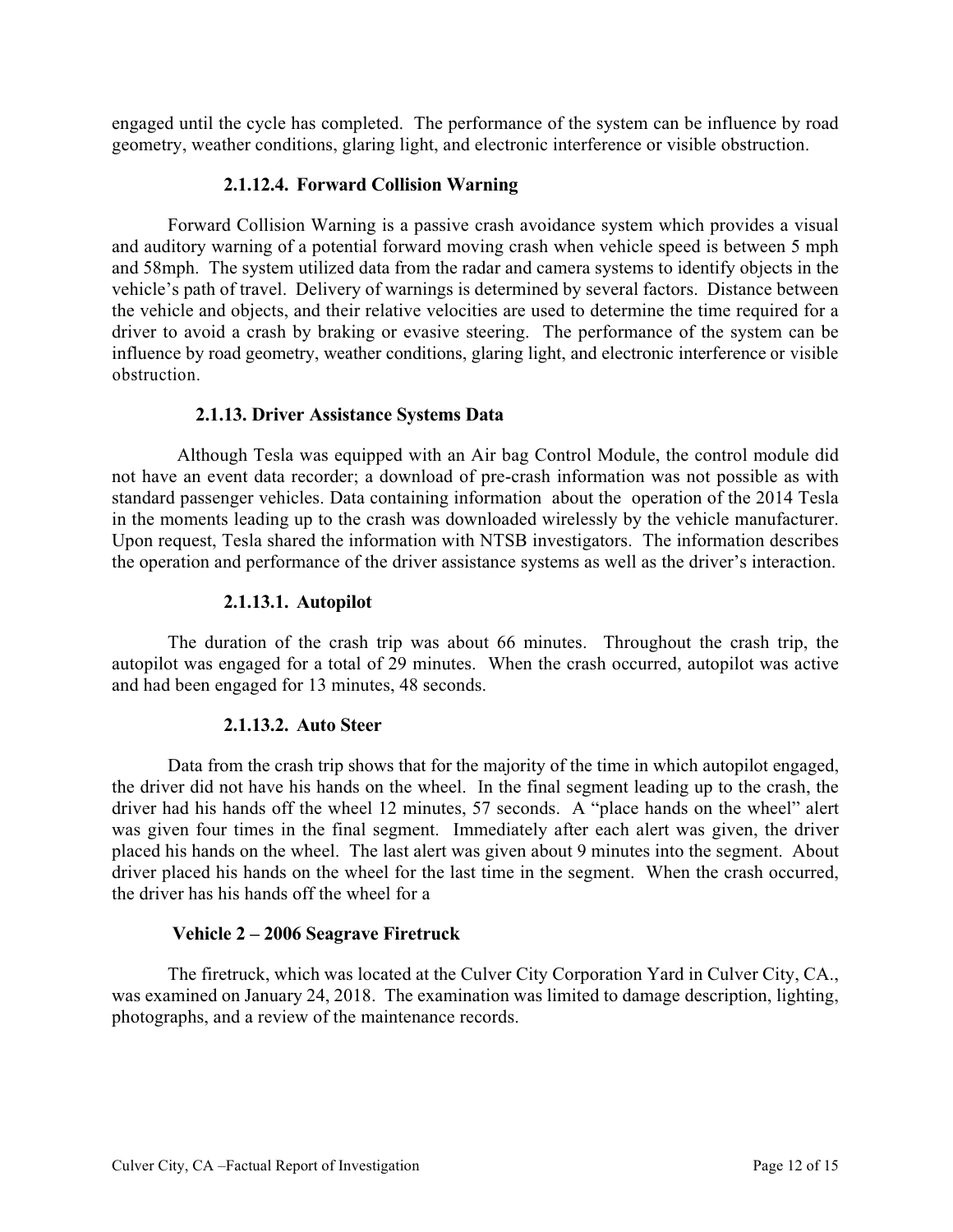engaged until the cycle has completed. The performance of the system can be influence by road geometry, weather conditions, glaring light, and electronic interference or visible obstruction.

#### 2.1.12.4. Forward Collision Warning

Forward Collision Warning is a passive crash avoidance system which provides a visual and auditory warning of a potential forward moving crash when vehicle speed is between 5 mph and 58mph. The system utilized data from the radar and camera systems to identify objects in the vehicle's path of travel. Delivery of warnings is determined by several factors. Distance between the vehicle and objects, and their relative velocities are used to determine the time required for a driver to avoid a crash by braking or evasive steering. The performance of the system can be influence by road geometry, weather conditions, glaring light, and electronic interference or visible obstruction.

### 2.1.13. Driver Assistance Systems Data

Although Tesla was equipped with an Air bag Control Module, the control module did not have an event data recorder; a download of pre-crash information was not possible as with standard passenger vehicles. Data containing information about the operation of the 2014 Tesla in the moments leading up to the crash was downloaded wirelessly by the vehicle manufacturer. Upon request, Tesla shared the information with NTSB investigators. The information describes the operation and performance of the driver assistance systems as well as the driver's interaction.

#### 2.1.13.1. Autopilot

The duration of the crash trip was about 66 minutes. Throughout the crash trip, the autopilot was engaged for a total of 29 minutes. When the crash occurred, autopilot was active and had been engaged for 13 minutes, 48 seconds.

#### 2.1.13.2. Auto Steer

Data from the crash trip shows that for the majority of the time in which autopilot engaged, the driver did not have his hands on the wheel. In the final segment leading up to the crash, the driver had his hands off the wheel 12 minutes, 57 seconds. A "place hands on the wheel" alert was given four times in the final segment. Immediately after each alert was given, the driver placed his hands on the wheel. The last alert was given about 9 minutes into the segment. About driver placed his hands on the wheel for the last time in the segment. When the crash occurred, the driver has his hands off the wheel for a

### Vehicle 2 – 2006 Seagrave Firetruck

The firetruck, which was located at the Culver City Corporation Yard in Culver City, CA., was examined on January 24, 2018. The examination was limited to damage description, lighting, photographs, and a review of the maintenance records.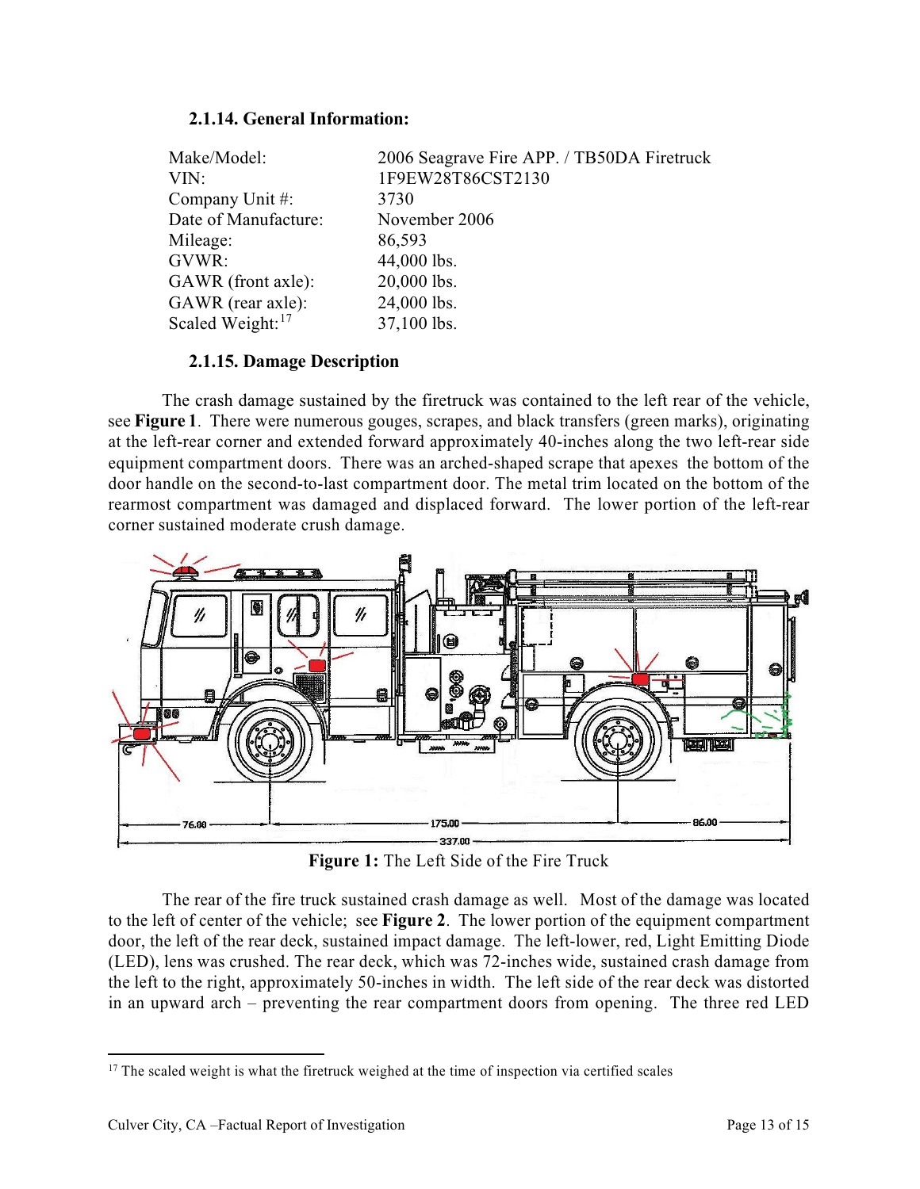### 2.1.14. General Information:

| | |
|---|---|
| Make/Model: | 2006 Seagrave Fire APP. / TB50DA Firetruck |
| VIN: | 1F9EW28T86CST2130 |
| Company Unit #: | 3730 |
| Date of Manufacture: | November 2006 |
| Mileage: | 86,593 |
| GVWR: | 44,000 lbs. |
| GAWR (front axle): | 20,000 lbs. |
| GAWR (rear axle): | 24,000 lbs. |
| Scaled Weight:[17] | 37,100 lbs. |

### 2.1.15. Damage Description

The crash damage sustained by the firetruck was contained to the left rear of the vehicle, see **Figure 1**. There were numerous gouges, scrapes, and black transfers (green marks), originating at the left-rear corner and extended forward approximately 40-inches along the two left-rear side equipment compartment doors. There was an arched-shaped scrape that apexes the bottom of the door handle on the second-to-last compartment door. The metal trim located on the bottom of the rearmost compartment was damaged and displaced forward. The lower portion of the left-rear corner sustained moderate crush damage.

**Figure 1:** The Left Side of the Fire Truck

The rear of the fire truck sustained crash damage as well. Most of the damage was located to the left of center of the vehicle; see **Figure 2**. The lower portion of the equipment compartment door, the left of the rear deck, sustained impact damage. The left-lower, red, Light Emitting Diode (LED), lens was crushed. The rear deck, which was 72-inches wide, sustained crash damage from the left to the right, approximately 50-inches in width. The left side of the rear deck was distorted in an upward arch – preventing the rear compartment doors from opening. The three red LED

---

[17] The scaled weight is what the firetruck weighed at the time of inspection via certified scales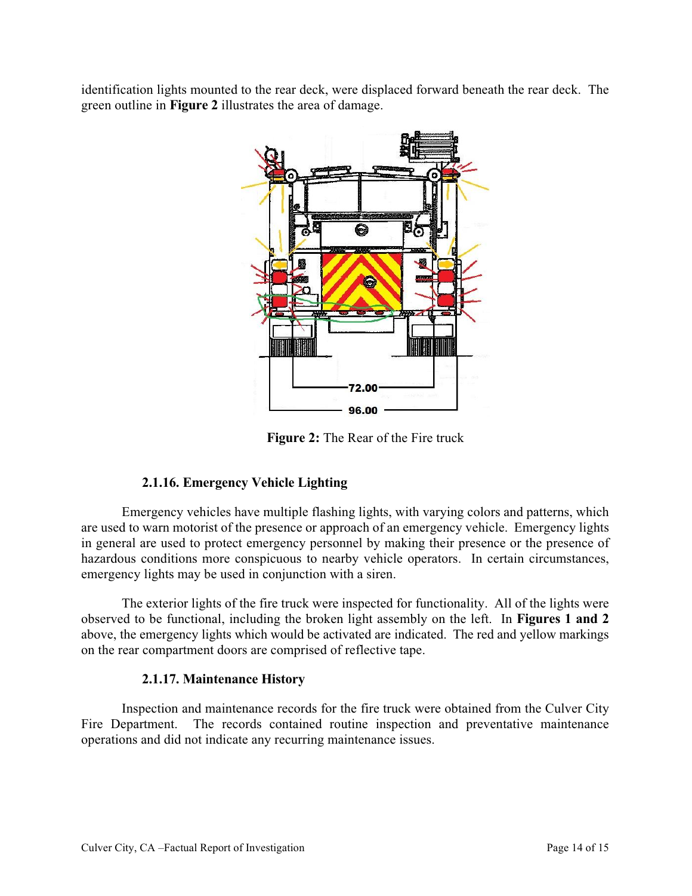identification lights mounted to the rear deck, were displaced forward beneath the rear deck. The green outline in **Figure 2** illustrates the area of damage.

**Figure 2:** The Rear of the Fire truck

### 2.1.16. Emergency Vehicle Lighting

Emergency vehicles have multiple flashing lights, with varying colors and patterns, which are used to warn motorist of the presence or approach of an emergency vehicle. Emergency lights in general are used to protect emergency personnel by making their presence or the presence of hazardous conditions more conspicuous to nearby vehicle operators. In certain circumstances, emergency lights may be used in conjunction with a siren.

The exterior lights of the fire truck were inspected for functionality. All of the lights were observed to be functional, including the broken light assembly on the left. In **Figures 1 and 2** above, the emergency lights which would be activated are indicated. The red and yellow markings on the rear compartment doors are comprised of reflective tape.

### 2.1.17. Maintenance History

Inspection and maintenance records for the fire truck were obtained from the Culver City Fire Department. The records contained routine inspection and preventative maintenance operations and did not indicate any recurring maintenance issues.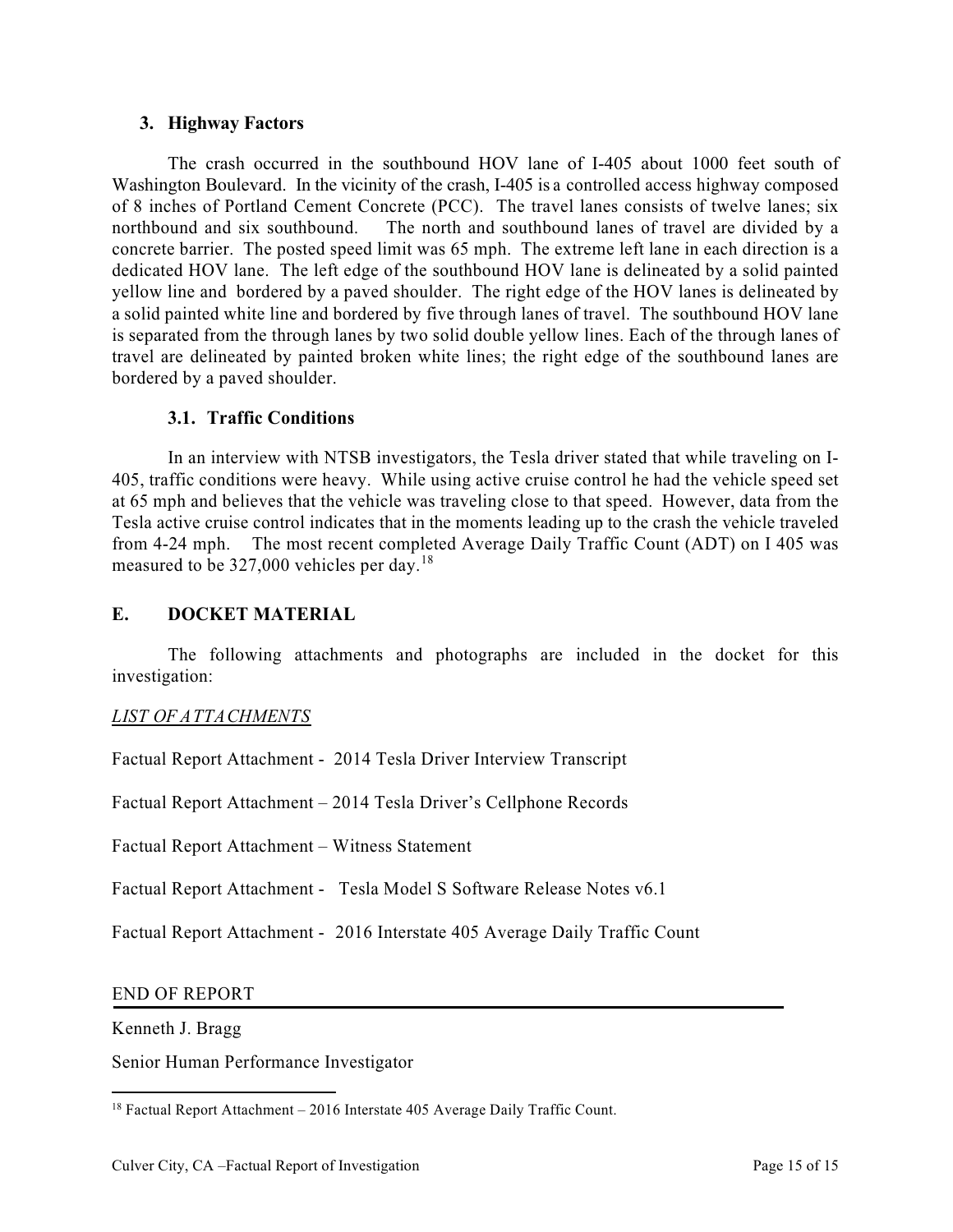### 3. Highway Factors

The crash occurred in the southbound HOV lane of I-405 about 1000 feet south of Washington Boulevard. In the vicinity of the crash, I-405 is a controlled access highway composed of 8 inches of Portland Cement Concrete (PCC). The travel lanes consists of twelve lanes; six northbound and six southbound. The north and southbound lanes of travel are divided by a concrete barrier. The posted speed limit was 65 mph. The extreme left lane in each direction is a dedicated HOV lane. The left edge of the southbound HOV lane is delineated by a solid painted yellow line and bordered by a paved shoulder. The right edge of the HOV lanes is delineated by a solid painted white line and bordered by five through lanes of travel. The southbound HOV lane is separated from the through lanes by two solid double yellow lines. Each of the through lanes of travel are delineated by painted broken white lines; the right edge of the southbound lanes are bordered by a paved shoulder.

#### 3.1. Traffic Conditions

In an interview with NTSB investigators, the Tesla driver stated that while traveling on I-405, traffic conditions were heavy. While using active cruise control he had the vehicle speed set at 65 mph and believes that the vehicle was traveling close to that speed. However, data from the Tesla active cruise control indicates that in the moments leading up to the crash the vehicle traveled from 4-24 mph. The most recent completed Average Daily Traffic Count (ADT) on I 405 was measured to be 327,000 vehicles per day.[18]

## E. DOCKET MATERIAL

The following attachments and photographs are included in the docket for this investigation:

*LIST OF ATTACHMENTS*

Factual Report Attachment - 2014 Tesla Driver Interview Transcript

Factual Report Attachment – 2014 Tesla Driver's Cellphone Records

Factual Report Attachment – Witness Statement

Factual Report Attachment - Tesla Model S Software Release Notes v6.1

Factual Report Attachment - 2016 Interstate 405 Average Daily Traffic Count

END OF REPORT

Kenneth J. Bragg

Senior Human Performance Investigator

---

[18] Factual Report Attachment – 2016 Interstate 405 Average Daily Traffic Count.